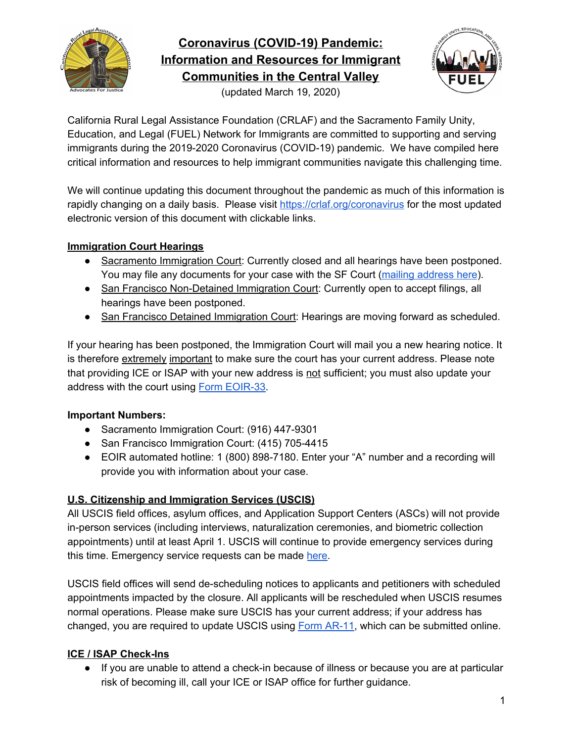# Coronavirus (COVID-19) Pandemic: Information and Resources for Immigrant Communities in the Central Valley

(updated March 19, 2020)

California Rural Legal Assistance Foundation (CRLAF) and the Sacramento Family Unity, Education, and Legal (FUEL) Network for Immigrants are committed to supporting and serving immigrants during the 2019-2020 Coronavirus (COVID-19) pandemic. We have compiled here critical information and resources to help immigrant communities navigate this challenging time.

We will continue updating this document throughout the pandemic as much of this information is rapidly changing on a daily basis. Please visit https://crlaf.org/coronavirus for the most updated electronic version of this document with clickable links.

## Immigration Court Hearings

- Sacramento Immigration Court: Currently closed and all hearings have been postponed. You may file any documents for your case with the SF Court (mailing address here).
- San Francisco Non-Detained Immigration Court: Currently open to accept filings, all hearings have been postponed.
- San Francisco Detained Immigration Court: Hearings are moving forward as scheduled.

If your hearing has been postponed, the Immigration Court will mail you a new hearing notice. It is therefore extremely important to make sure the court has your current address. Please note that providing ICE or ISAP with your new address is not sufficient; you must also update your address with the court using Form EOIR-33.

**Important Numbers:**

- Sacramento Immigration Court: (916) 447-9301
- San Francisco Immigration Court: (415) 705-4415
- EOIR automated hotline: 1 (800) 898-7180. Enter your "A" number and a recording will provide you with information about your case.

## U.S. Citizenship and Immigration Services (USCIS)

All USCIS field offices, asylum offices, and Application Support Centers (ASCs) will not provide in-person services (including interviews, naturalization ceremonies, and biometric collection appointments) until at least April 1. USCIS will continue to provide emergency services during this time. Emergency service requests can be made here.

USCIS field offices will send de-scheduling notices to applicants and petitioners with scheduled appointments impacted by the closure. All applicants will be rescheduled when USCIS resumes normal operations. Please make sure USCIS has your current address; if your address has changed, you are required to update USCIS using Form AR-11, which can be submitted online.

## ICE / ISAP Check-Ins

- If you are unable to attend a check-in because of illness or because you are at particular risk of becoming ill, call your ICE or ISAP office for further guidance.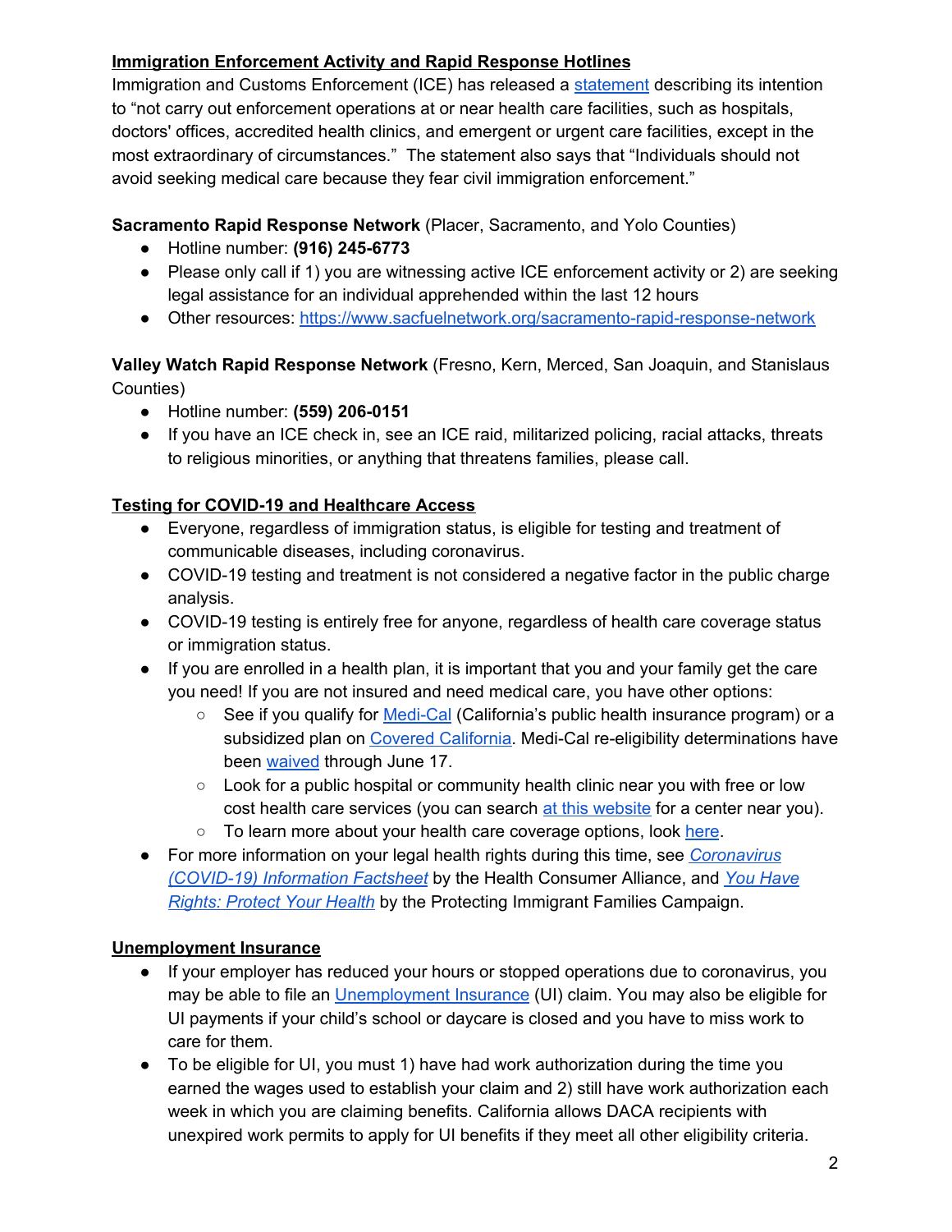**Immigration Enforcement Activity and Rapid Response Hotlines**

Immigration and Customs Enforcement (ICE) has released a statement describing its intention to "not carry out enforcement operations at or near health care facilities, such as hospitals, doctors' offices, accredited health clinics, and emergent or urgent care facilities, except in the most extraordinary of circumstances." The statement also says that "Individuals should not avoid seeking medical care because they fear civil immigration enforcement."

**Sacramento Rapid Response Network** (Placer, Sacramento, and Yolo Counties)

- Hotline number: **(916) 245-6773**
- Please only call if 1) you are witnessing active ICE enforcement activity or 2) are seeking legal assistance for an individual apprehended within the last 12 hours
- Other resources: https://www.sacfuelnetwork.org/sacramento-rapid-response-network

**Valley Watch Rapid Response Network** (Fresno, Kern, Merced, San Joaquin, and Stanislaus Counties)

- Hotline number: **(559) 206-0151**
- If you have an ICE check in, see an ICE raid, militarized policing, racial attacks, threats to religious minorities, or anything that threatens families, please call.

**Testing for COVID-19 and Healthcare Access**

- Everyone, regardless of immigration status, is eligible for testing and treatment of communicable diseases, including coronavirus.
- COVID-19 testing and treatment is not considered a negative factor in the public charge analysis.
- COVID-19 testing is entirely free for anyone, regardless of health care coverage status or immigration status.
- If you are enrolled in a health plan, it is important that you and your family get the care you need! If you are not insured and need medical care, you have other options:
    - See if you qualify for Medi-Cal (California's public health insurance program) or a subsidized plan on Covered California. Medi-Cal re-eligibility determinations have been waived through June 17.
    - Look for a public hospital or community health clinic near you with free or low cost health care services (you can search at this website for a center near you).
    - To learn more about your health care coverage options, look here.
- For more information on your legal health rights during this time, see *Coronavirus (COVID-19) Information Factsheet* by the Health Consumer Alliance, and *You Have Rights: Protect Your Health* by the Protecting Immigrant Families Campaign.

**Unemployment Insurance**

- If your employer has reduced your hours or stopped operations due to coronavirus, you may be able to file an Unemployment Insurance (UI) claim. You may also be eligible for UI payments if your child's school or daycare is closed and you have to miss work to care for them.
- To be eligible for UI, you must 1) have had work authorization during the time you earned the wages used to establish your claim and 2) still have work authorization each week in which you are claiming benefits. California allows DACA recipients with unexpired work permits to apply for UI benefits if they meet all other eligibility criteria.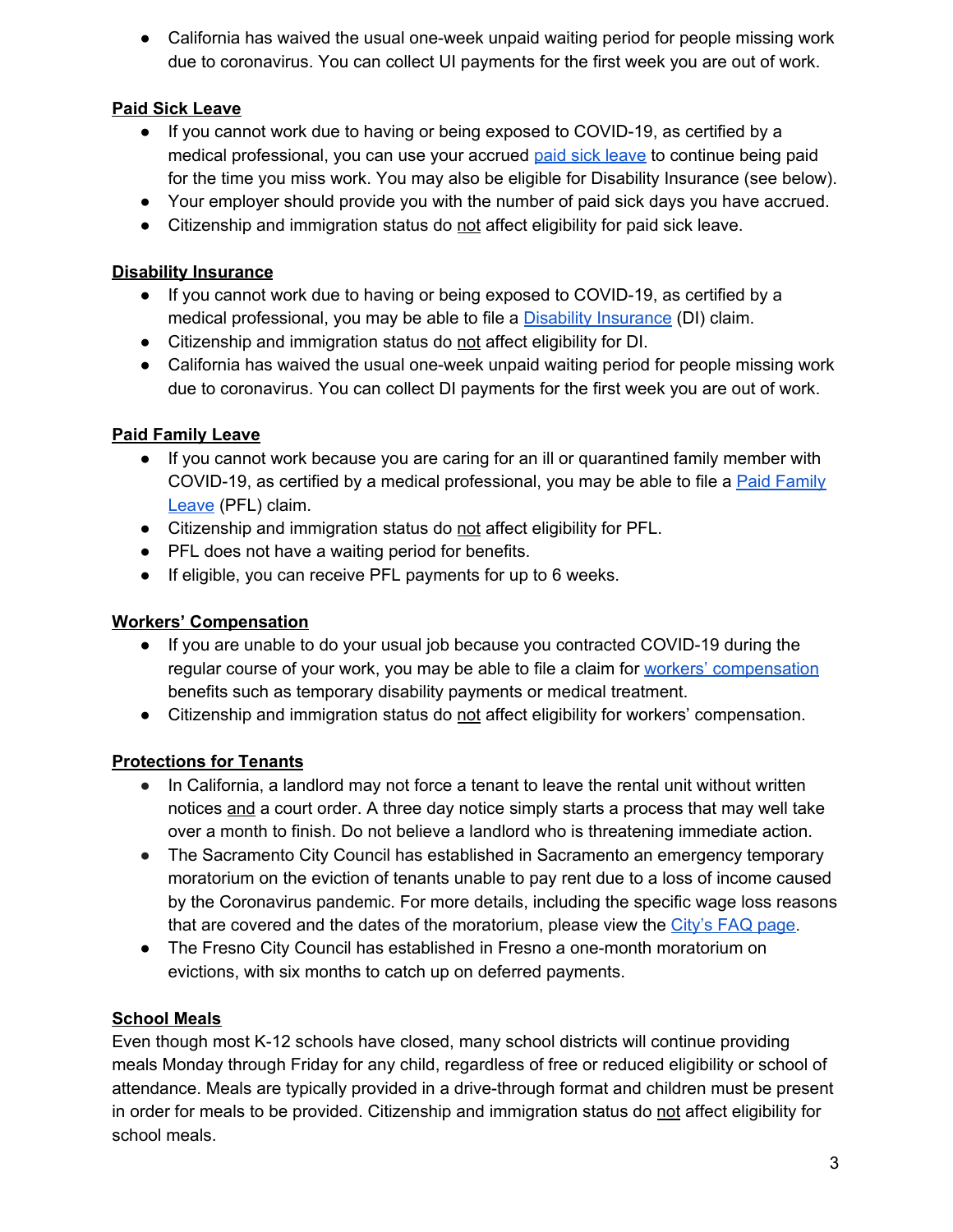- California has waived the usual one-week unpaid waiting period for people missing work due to coronavirus. You can collect UI payments for the first week you are out of work.

## Paid Sick Leave

- If you cannot work due to having or being exposed to COVID-19, as certified by a medical professional, you can use your accrued paid sick leave to continue being paid for the time you miss work. You may also be eligible for Disability Insurance (see below).
- Your employer should provide you with the number of paid sick days you have accrued.
- Citizenship and immigration status do not affect eligibility for paid sick leave.

## Disability Insurance

- If you cannot work due to having or being exposed to COVID-19, as certified by a medical professional, you may be able to file a Disability Insurance (DI) claim.
- Citizenship and immigration status do not affect eligibility for DI.
- California has waived the usual one-week unpaid waiting period for people missing work due to coronavirus. You can collect DI payments for the first week you are out of work.

## Paid Family Leave

- If you cannot work because you are caring for an ill or quarantined family member with COVID-19, as certified by a medical professional, you may be able to file a Paid Family Leave (PFL) claim.
- Citizenship and immigration status do not affect eligibility for PFL.
- PFL does not have a waiting period for benefits.
- If eligible, you can receive PFL payments for up to 6 weeks.

## Workers' Compensation

- If you are unable to do your usual job because you contracted COVID-19 during the regular course of your work, you may be able to file a claim for workers' compensation benefits such as temporary disability payments or medical treatment.
- Citizenship and immigration status do not affect eligibility for workers' compensation.

## Protections for Tenants

- In California, a landlord may not force a tenant to leave the rental unit without written notices and a court order. A three day notice simply starts a process that may well take over a month to finish. Do not believe a landlord who is threatening immediate action.
- The Sacramento City Council has established in Sacramento an emergency temporary moratorium on the eviction of tenants unable to pay rent due to a loss of income caused by the Coronavirus pandemic. For more details, including the specific wage loss reasons that are covered and the dates of the moratorium, please view the City's FAQ page.
- The Fresno City Council has established in Fresno a one-month moratorium on evictions, with six months to catch up on deferred payments.

## School Meals

Even though most K-12 schools have closed, many school districts will continue providing meals Monday through Friday for any child, regardless of free or reduced eligibility or school of attendance. Meals are typically provided in a drive-through format and children must be present in order for meals to be provided. Citizenship and immigration status do not affect eligibility for school meals.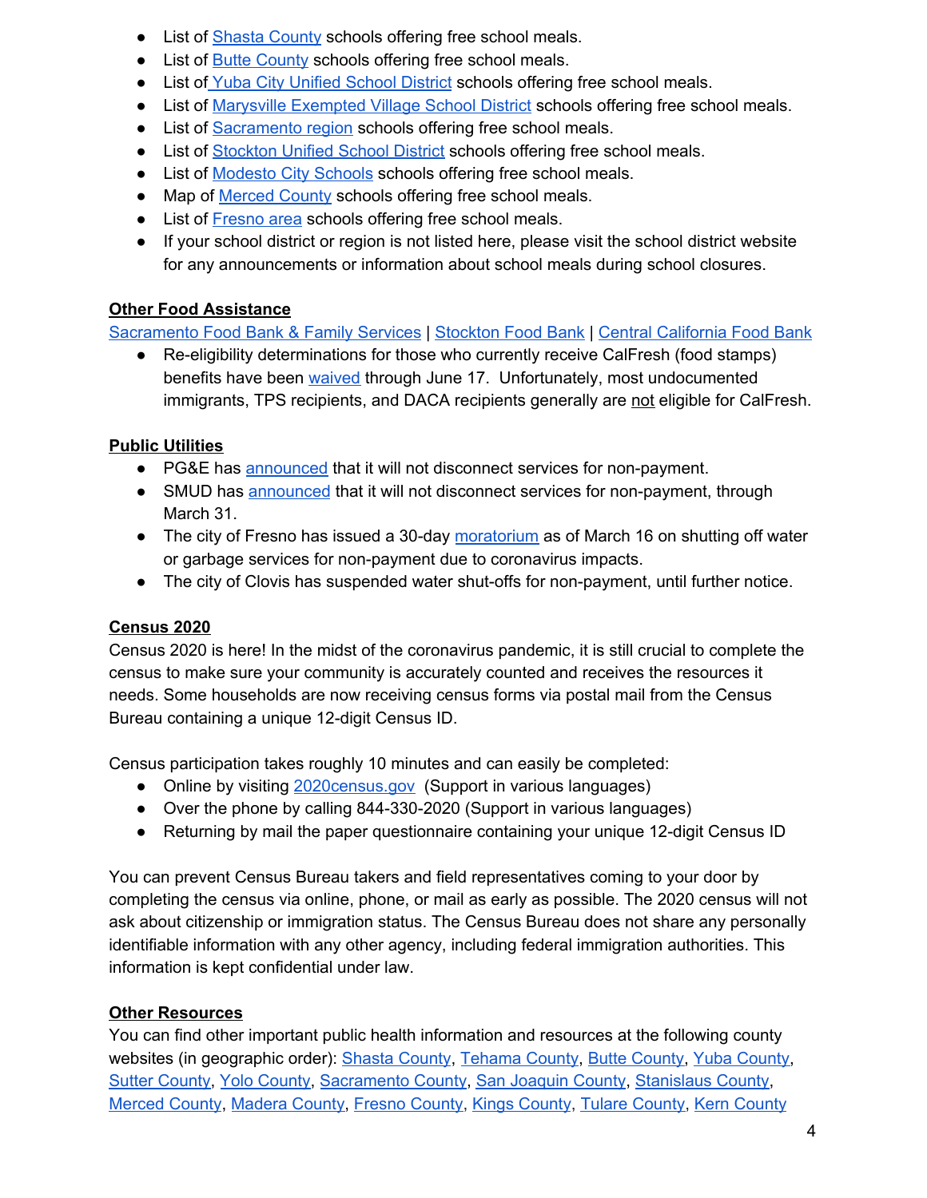- List of Shasta County schools offering free school meals.
- List of Butte County schools offering free school meals.
- List of Yuba City Unified School District schools offering free school meals.
- List of Marysville Exempted Village School District schools offering free school meals.
- List of Sacramento region schools offering free school meals.
- List of Stockton Unified School District schools offering free school meals.
- List of Modesto City Schools schools offering free school meals.
- Map of Merced County schools offering free school meals.
- List of Fresno area schools offering free school meals.
- If your school district or region is not listed here, please visit the school district website for any announcements or information about school meals during school closures.

**Other Food Assistance**

Sacramento Food Bank & Family Services | Stockton Food Bank | Central California Food Bank

- Re-eligibility determinations for those who currently receive CalFresh (food stamps) benefits have been waived through June 17. Unfortunately, most undocumented immigrants, TPS recipients, and DACA recipients generally are not eligible for CalFresh.

**Public Utilities**

- PG&E has announced that it will not disconnect services for non-payment.
- SMUD has announced that it will not disconnect services for non-payment, through March 31.
- The city of Fresno has issued a 30-day moratorium as of March 16 on shutting off water or garbage services for non-payment due to coronavirus impacts.
- The city of Clovis has suspended water shut-offs for non-payment, until further notice.

**Census 2020**

Census 2020 is here! In the midst of the coronavirus pandemic, it is still crucial to complete the census to make sure your community is accurately counted and receives the resources it needs. Some households are now receiving census forms via postal mail from the Census Bureau containing a unique 12-digit Census ID.

Census participation takes roughly 10 minutes and can easily be completed:

- Online by visiting 2020census.gov (Support in various languages)
- Over the phone by calling 844-330-2020 (Support in various languages)
- Returning by mail the paper questionnaire containing your unique 12-digit Census ID

You can prevent Census Bureau takers and field representatives coming to your door by completing the census via online, phone, or mail as early as possible. The 2020 census will not ask about citizenship or immigration status. The Census Bureau does not share any personally identifiable information with any other agency, including federal immigration authorities. This information is kept confidential under law.

**Other Resources**

You can find other important public health information and resources at the following county websites (in geographic order): Shasta County, Tehama County, Butte County, Yuba County, Sutter County, Yolo County, Sacramento County, San Joaquin County, Stanislaus County, Merced County, Madera County, Fresno County, Kings County, Tulare County, Kern County